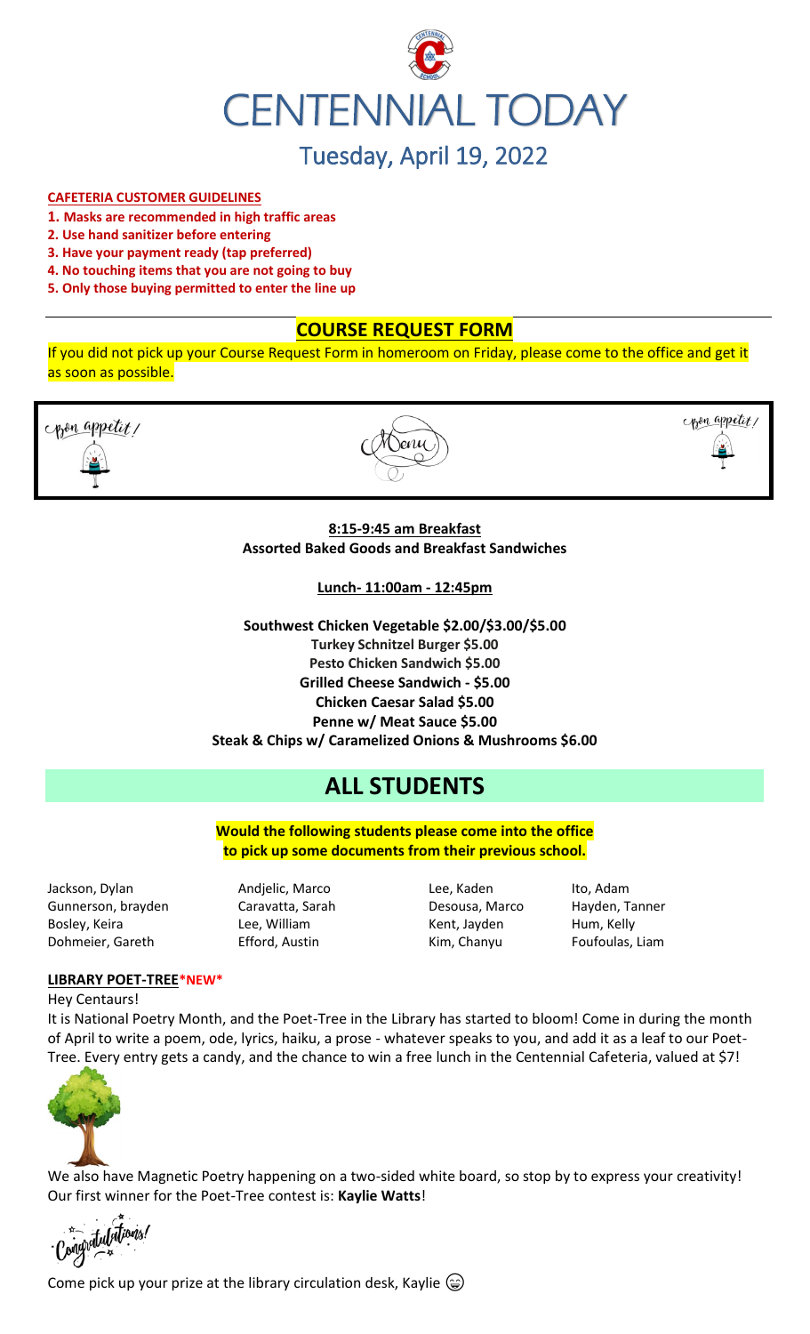# CENTENNIAL TODAY

## Tuesday, April 19, 2022

**CAFETERIA CUSTOMER GUIDELINES**

1. **Masks are recommended in high traffic areas**
2. **Use hand sanitizer before entering**
3. **Have your payment ready (tap preferred)**
4. **No touching items that you are not going to buy**
5. **Only those buying permitted to enter the line up**

## COURSE REQUEST FORM

If you did not pick up your Course Request Form in homeroom on Friday, please come to the office and get it as soon as possible.

Bon appetit! Menu Bon appetit!

**8:15-9:45 am Breakfast**
**Assorted Baked Goods and Breakfast Sandwiches**

**Lunch- 11:00am - 12:45pm**

**Southwest Chicken Vegetable $2.00/$3.00/$5.00**
**Turkey Schnitzel Burger $5.00**
**Pesto Chicken Sandwich $5.00**
**Grilled Cheese Sandwich - $5.00**
**Chicken Caesar Salad $5.00**
**Penne w/ Meat Sauce $5.00**
**Steak & Chips w/ Caramelized Onions & Mushrooms $6.00**

# ALL STUDENTS

**Would the following students please come into the office to pick up some documents from their previous school.**

| | | | |
|---|---|---|---|
| Jackson, Dylan | Andjelic, Marco | Lee, Kaden | Ito, Adam |
| Gunnerson, brayden | Caravatta, Sarah | Desousa, Marco | Hayden, Tanner |
| Bosley, Keira | Lee, William | Kent, Jayden | Hum, Kelly |
| Dohmeier, Gareth | Efford, Austin | Kim, Chanyu | Foufoulas, Liam |

**LIBRARY POET-TREE*NEW***

Hey Centaurs!

It is National Poetry Month, and the Poet-Tree in the Library has started to bloom! Come in during the month of April to write a poem, ode, lyrics, haiku, a prose - whatever speaks to you, and add it as a leaf to our Poet-Tree. Every entry gets a candy, and the chance to win a free lunch in the Centennial Cafeteria, valued at $7!

We also have Magnetic Poetry happening on a two-sided white board, so stop by to express your creativity! Our first winner for the Poet-Tree contest is: **Kaylie Watts**!

Congratulations!

Come pick up your prize at the library circulation desk, Kaylie 😊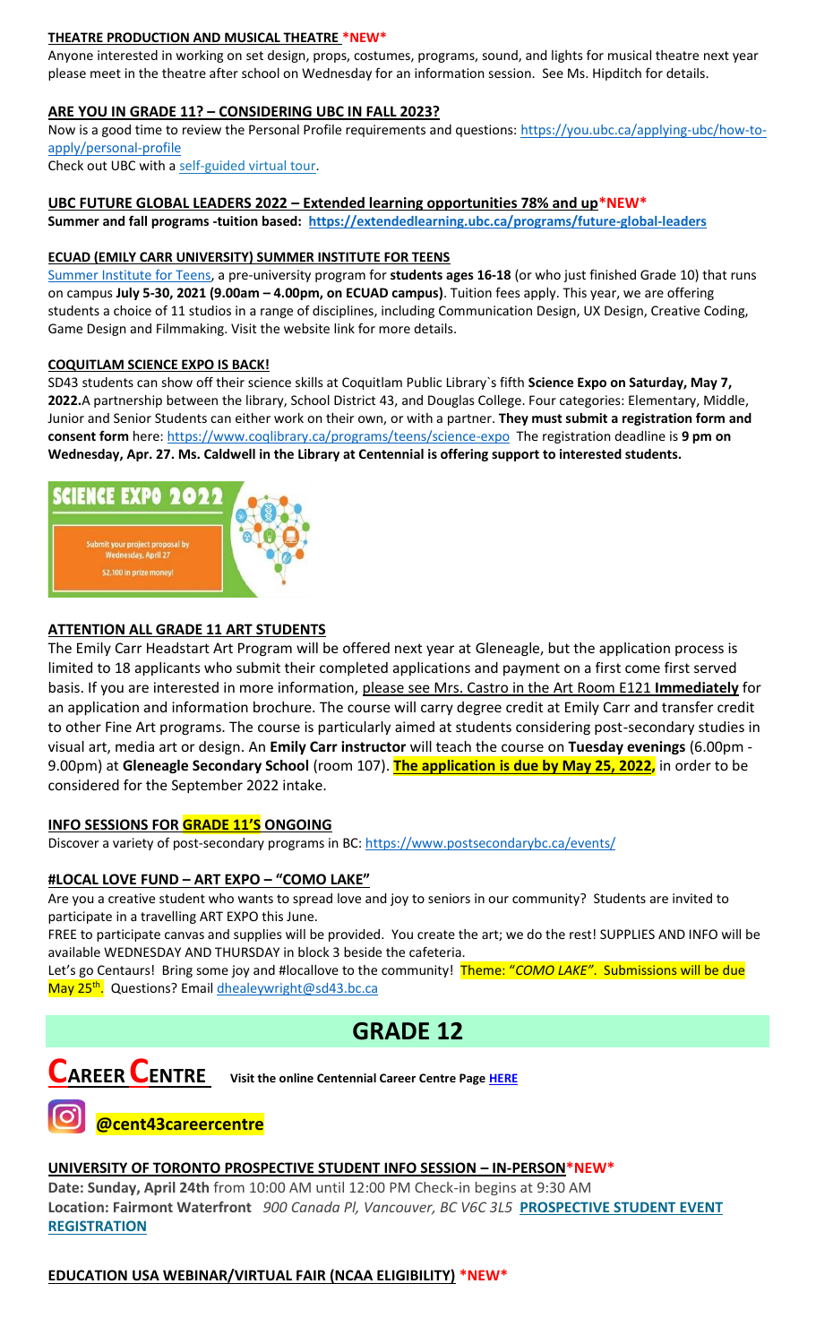### THEATRE PRODUCTION AND MUSICAL THEATRE *NEW*

Anyone interested in working on set design, props, costumes, programs, sound, and lights for musical theatre next year please meet in the theatre after school on Wednesday for an information session. See Ms. Hipditch for details.

### ARE YOU IN GRADE 11? – CONSIDERING UBC IN FALL 2023?

Now is a good time to review the Personal Profile requirements and questions: https://you.ubc.ca/applying-ubc/how-to-apply/personal-profile

Check out UBC with a self-guided virtual tour.

### UBC FUTURE GLOBAL LEADERS 2022 – Extended learning opportunities 78% and up*NEW*

**Summer and fall programs -tuition based: https://extendedlearning.ubc.ca/programs/future-global-leaders**

### ECUAD (EMILY CARR UNIVERSITY) SUMMER INSTITUTE FOR TEENS

Summer Institute for Teens, a pre-university program for **students ages 16-18** (or who just finished Grade 10) that runs on campus **July 5-30, 2021 (9.00am – 4.00pm, on ECUAD campus)**. Tuition fees apply. This year, we are offering students a choice of 11 studios in a range of disciplines, including Communication Design, UX Design, Creative Coding, Game Design and Filmmaking. Visit the website link for more details.

### COQUITLAM SCIENCE EXPO IS BACK!

SD43 students can show off their science skills at Coquitlam Public Library`s fifth **Science Expo on Saturday, May 7, 2022.** A partnership between the library, School District 43, and Douglas College. Four categories: Elementary, Middle, Junior and Senior Students can either work on their own, or with a partner. **They must submit a registration form and consent form** here: https://www.coqlibrary.ca/programs/teens/science-expo The registration deadline is **9 pm on Wednesday, Apr. 27. Ms. Caldwell in the Library at Centennial is offering support to interested students.**

SCIENCE EXPO 2022

Submit your project proposal by Wednesday, April 27

$2,100 in prize money!

### ATTENTION ALL GRADE 11 ART STUDENTS

The Emily Carr Headstart Art Program will be offered next year at Gleneagle, but the application process is limited to 18 applicants who submit their completed applications and payment on a first come first served basis. If you are interested in more information, please see Mrs. Castro in the Art Room E121 **Immediately** for an application and information brochure. The course will carry degree credit at Emily Carr and transfer credit to other Fine Art programs. The course is particularly aimed at students considering post-secondary studies in visual art, media art or design. An **Emily Carr instructor** will teach the course on **Tuesday evenings** (6.00pm - 9.00pm) at **Gleneagle Secondary School** (room 107). **The application is due by May 25, 2022,** in order to be considered for the September 2022 intake.

### INFO SESSIONS FOR GRADE 11'S ONGOING

Discover a variety of post-secondary programs in BC: https://www.postsecondarybc.ca/events/

### #LOCAL LOVE FUND – ART EXPO – "COMO LAKE"

Are you a creative student who wants to spread love and joy to seniors in our community? Students are invited to participate in a travelling ART EXPO this June.

FREE to participate canvas and supplies will be provided. You create the art; we do the rest! SUPPLIES AND INFO will be available WEDNESDAY AND THURSDAY in block 3 beside the cafeteria.

Let's go Centaurs! Bring some joy and #locallove to the community! Theme: "*COMO LAKE*". Submissions will be due May 25th. Questions? Email dhealeywright@sd43.bc.ca

# GRADE 12

## CAREER CENTRE

Visit the online Centennial Career Centre Page HERE

@cent43careercentre

### UNIVERSITY OF TORONTO PROSPECTIVE STUDENT INFO SESSION – IN-PERSON*NEW*

**Date: Sunday, April 24th** from 10:00 AM until 12:00 PM Check-in begins at 9:30 AM
**Location: Fairmont Waterfront** *900 Canada Pl, Vancouver, BC V6C 3L5* **PROSPECTIVE STUDENT EVENT REGISTRATION**

### EDUCATION USA WEBINAR/VIRTUAL FAIR (NCAA ELIGIBILITY) *NEW*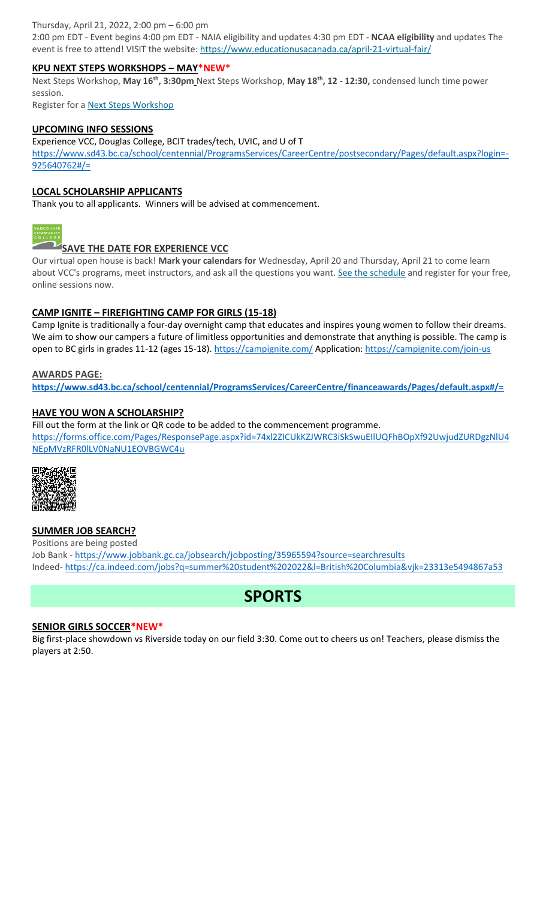Thursday, April 21, 2022, 2:00 pm – 6:00 pm

2:00 pm EDT - Event begins 4:00 pm EDT - NAIA eligibility and updates 4:30 pm EDT - **NCAA eligibility** and updates The event is free to attend! VISIT the website: https://www.educationusacanada.ca/april-21-virtual-fair/

### KPU NEXT STEPS WORKSHOPS – MAY*NEW*

Next Steps Workshop, **May 16th, 3:30pm** Next Steps Workshop, **May 18th, 12 - 12:30,** condensed lunch time power session.

Register for a Next Steps Workshop

### UPCOMING INFO SESSIONS

Experience VCC, Douglas College, BCIT trades/tech, UVIC, and U of T

https://www.sd43.bc.ca/school/centennial/ProgramsServices/CareerCentre/postsecondary/Pages/default.aspx?login=-925640762#/=

### LOCAL SCHOLARSHIP APPLICANTS

Thank you to all applicants. Winners will be advised at commencement.

### SAVE THE DATE FOR EXPERIENCE VCC

Our virtual open house is back! **Mark your calendars for** Wednesday, April 20 and Thursday, April 21 to come learn about VCC's programs, meet instructors, and ask all the questions you want. See the schedule and register for your free, online sessions now.

### CAMP IGNITE – FIREFIGHTING CAMP FOR GIRLS (15-18)

Camp Ignite is traditionally a four-day overnight camp that educates and inspires young women to follow their dreams. We aim to show our campers a future of limitless opportunities and demonstrate that anything is possible. The camp is open to BC girls in grades 11-12 (ages 15-18). https://campignite.com/ Application: https://campignite.com/join-us

### AWARDS PAGE:

**https://www.sd43.bc.ca/school/centennial/ProgramsServices/CareerCentre/financeawards/Pages/default.aspx#/=**

### HAVE YOU WON A SCHOLARSHIP?

Fill out the form at the link or QR code to be added to the commencement programme.

https://forms.office.com/Pages/ResponsePage.aspx?id=74xl2ZICUkKZJWRC3iSkSwuEIlUQFhBOpXf92UwjudZURDgzNlU4NEpMVzRFR0lLV0NaNU1EOVBGWC4u

### SUMMER JOB SEARCH?

Positions are being posted

Job Bank - https://www.jobbank.gc.ca/jobsearch/jobposting/35965594?source=searchresults

Indeed- https://ca.indeed.com/jobs?q=summer%20student%202022&l=British%20Columbia&vjk=23313e5494867a53

# SPORTS

### SENIOR GIRLS SOCCER*NEW*

Big first-place showdown vs Riverside today on our field 3:30. Come out to cheers us on! Teachers, please dismiss the players at 2:50.